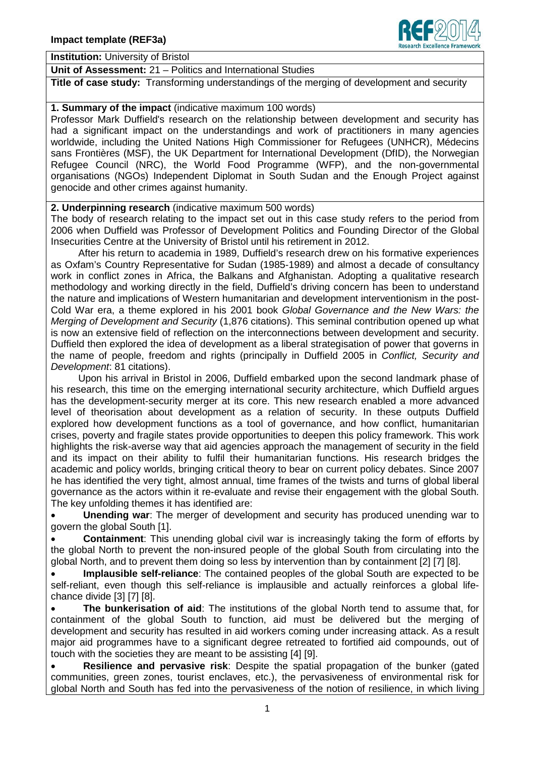**Impact template (REF3a)**

**Institution:** University of Bristol

**Unit of Assessment:** 21 – Politics and International Studies

**Title of case study:** Transforming understandings of the merging of development and security

**1. Summary of the impact** (indicative maximum 100 words)

Professor Mark Duffield's research on the relationship between development and security has had a significant impact on the understandings and work of practitioners in many agencies worldwide, including the United Nations High Commissioner for Refugees (UNHCR), Médecins sans Frontières (MSF), the UK Department for International Development (DfID), the Norwegian Refugee Council (NRC), the World Food Programme (WFP), and the non-governmental organisations (NGOs) Independent Diplomat in South Sudan and the Enough Project against genocide and other crimes against humanity.

**2. Underpinning research** (indicative maximum 500 words)

The body of research relating to the impact set out in this case study refers to the period from 2006 when Duffield was Professor of Development Politics and Founding Director of the Global Insecurities Centre at the University of Bristol until his retirement in 2012.

After his return to academia in 1989, Duffield's research drew on his formative experiences as Oxfam's Country Representative for Sudan (1985-1989) and almost a decade of consultancy work in conflict zones in Africa, the Balkans and Afghanistan. Adopting a qualitative research methodology and working directly in the field, Duffield's driving concern has been to understand the nature and implications of Western humanitarian and development interventionism in the post-Cold War era, a theme explored in his 2001 book *Global Governance and the New Wars: the Merging of Development and Security* (1,876 citations). This seminal contribution opened up what is now an extensive field of reflection on the interconnections between development and security. Duffield then explored the idea of development as a liberal strategisation of power that governs in the name of people, freedom and rights (principally in Duffield 2005 in *Conflict, Security and Development*: 81 citations).

Upon his arrival in Bristol in 2006, Duffield embarked upon the second landmark phase of his research, this time on the emerging international security architecture, which Duffield argues has the development-security merger at its core. This new research enabled a more advanced level of theorisation about development as a relation of security. In these outputs Duffield explored how development functions as a tool of governance, and how conflict, humanitarian crises, poverty and fragile states provide opportunities to deepen this policy framework. This work highlights the risk-averse way that aid agencies approach the management of security in the field and its impact on their ability to fulfil their humanitarian functions. His research bridges the academic and policy worlds, bringing critical theory to bear on current policy debates. Since 2007 he has identified the very tight, almost annual, time frames of the twists and turns of global liberal governance as the actors within it re-evaluate and revise their engagement with the global South. The key unfolding themes it has identified are:

- **Unending war**: The merger of development and security has produced unending war to govern the global South [1].
- **Containment**: This unending global civil war is increasingly taking the form of efforts by the global North to prevent the non-insured people of the global South from circulating into the global North, and to prevent them doing so less by intervention than by containment [2] [7] [8].
- **Implausible self-reliance**: The contained peoples of the global South are expected to be self-reliant, even though this self-reliance is implausible and actually reinforces a global life-chance divide [3] [7] [8].
- **The bunkerisation of aid**: The institutions of the global North tend to assume that, for containment of the global South to function, aid must be delivered but the merging of development and security has resulted in aid workers coming under increasing attack. As a result major aid programmes have to a significant degree retreated to fortified aid compounds, out of touch with the societies they are meant to be assisting [4] [9].
- **Resilience and pervasive risk**: Despite the spatial propagation of the bunker (gated communities, green zones, tourist enclaves, etc.), the pervasiveness of environmental risk for global North and South has fed into the pervasiveness of the notion of resilience, in which living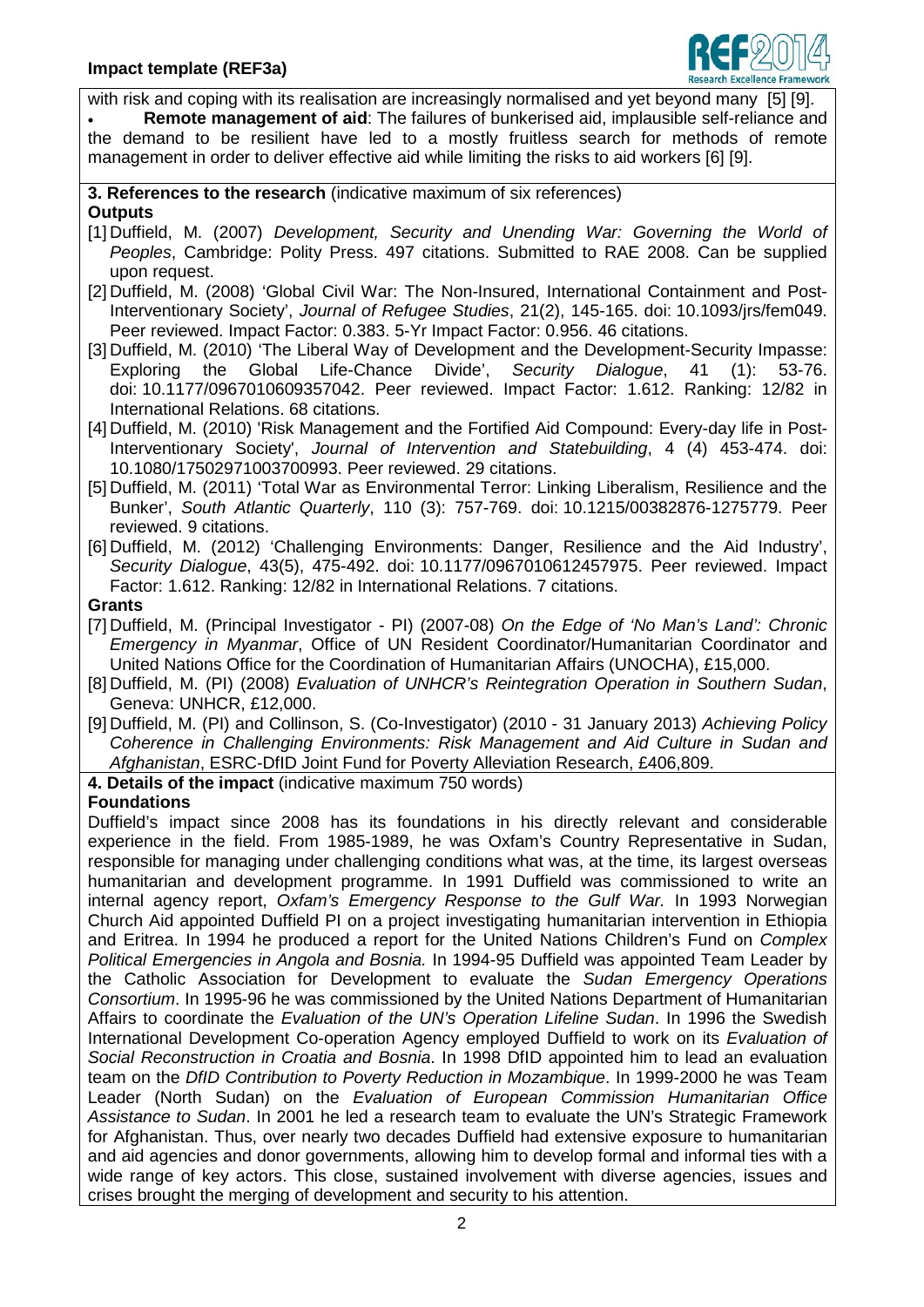with risk and coping with its realisation are increasingly normalised and yet beyond many [5] [9].

- **Remote management of aid**: The failures of bunkerised aid, implausible self-reliance and the demand to be resilient have led to a mostly fruitless search for methods of remote management in order to deliver effective aid while limiting the risks to aid workers [6] [9].

**3. References to the research** (indicative maximum of six references)

**Outputs**

[1] Duffield, M. (2007) *Development, Security and Unending War: Governing the World of Peoples*, Cambridge: Polity Press. 497 citations. Submitted to RAE 2008. Can be supplied upon request.

[2] Duffield, M. (2008) 'Global Civil War: The Non-Insured, International Containment and Post-Interventionary Society', *Journal of Refugee Studies*, 21(2), 145-165. doi: 10.1093/jrs/fem049. Peer reviewed. Impact Factor: 0.383. 5-Yr Impact Factor: 0.956. 46 citations.

[3] Duffield, M. (2010) 'The Liberal Way of Development and the Development-Security Impasse: Exploring the Global Life-Chance Divide', *Security Dialogue*, 41 (1): 53-76. doi: 10.1177/0967010609357042. Peer reviewed. Impact Factor: 1.612. Ranking: 12/82 in International Relations. 68 citations.

[4] Duffield, M. (2010) 'Risk Management and the Fortified Aid Compound: Every-day life in Post-Interventionary Society', *Journal of Intervention and Statebuilding*, 4 (4) 453-474. doi: 10.1080/17502971003700993. Peer reviewed. 29 citations.

[5] Duffield, M. (2011) 'Total War as Environmental Terror: Linking Liberalism, Resilience and the Bunker', *South Atlantic Quarterly*, 110 (3): 757-769. doi: 10.1215/00382876-1275779. Peer reviewed. 9 citations.

[6] Duffield, M. (2012) 'Challenging Environments: Danger, Resilience and the Aid Industry', *Security Dialogue*, 43(5), 475-492. doi: 10.1177/0967010612457975. Peer reviewed. Impact Factor: 1.612. Ranking: 12/82 in International Relations. 7 citations.

**Grants**

[7] Duffield, M. (Principal Investigator - PI) (2007-08) *On the Edge of 'No Man's Land': Chronic Emergency in Myanmar*, Office of UN Resident Coordinator/Humanitarian Coordinator and United Nations Office for the Coordination of Humanitarian Affairs (UNOCHA), £15,000.

[8] Duffield, M. (PI) (2008) *Evaluation of UNHCR's Reintegration Operation in Southern Sudan*, Geneva: UNHCR, £12,000.

[9] Duffield, M. (PI) and Collinson, S. (Co-Investigator) (2010 - 31 January 2013) *Achieving Policy Coherence in Challenging Environments: Risk Management and Aid Culture in Sudan and Afghanistan*, ESRC-DfID Joint Fund for Poverty Alleviation Research, £406,809.

**4. Details of the impact** (indicative maximum 750 words)

**Foundations**

Duffield's impact since 2008 has its foundations in his directly relevant and considerable experience in the field. From 1985-1989, he was Oxfam's Country Representative in Sudan, responsible for managing under challenging conditions what was, at the time, its largest overseas humanitarian and development programme. In 1991 Duffield was commissioned to write an internal agency report, *Oxfam's Emergency Response to the Gulf War.* In 1993 Norwegian Church Aid appointed Duffield PI on a project investigating humanitarian intervention in Ethiopia and Eritrea. In 1994 he produced a report for the United Nations Children's Fund on *Complex Political Emergencies in Angola and Bosnia.* In 1994-95 Duffield was appointed Team Leader by the Catholic Association for Development to evaluate the *Sudan Emergency Operations Consortium*. In 1995-96 he was commissioned by the United Nations Department of Humanitarian Affairs to coordinate the *Evaluation of the UN's Operation Lifeline Sudan*. In 1996 the Swedish International Development Co-operation Agency employed Duffield to work on its *Evaluation of Social Reconstruction in Croatia and Bosnia*. In 1998 DfID appointed him to lead an evaluation team on the *DfID Contribution to Poverty Reduction in Mozambique*. In 1999-2000 he was Team Leader (North Sudan) on the *Evaluation of European Commission Humanitarian Office Assistance to Sudan*. In 2001 he led a research team to evaluate the UN's Strategic Framework for Afghanistan. Thus, over nearly two decades Duffield had extensive exposure to humanitarian and aid agencies and donor governments, allowing him to develop formal and informal ties with a wide range of key actors. This close, sustained involvement with diverse agencies, issues and crises brought the merging of development and security to his attention.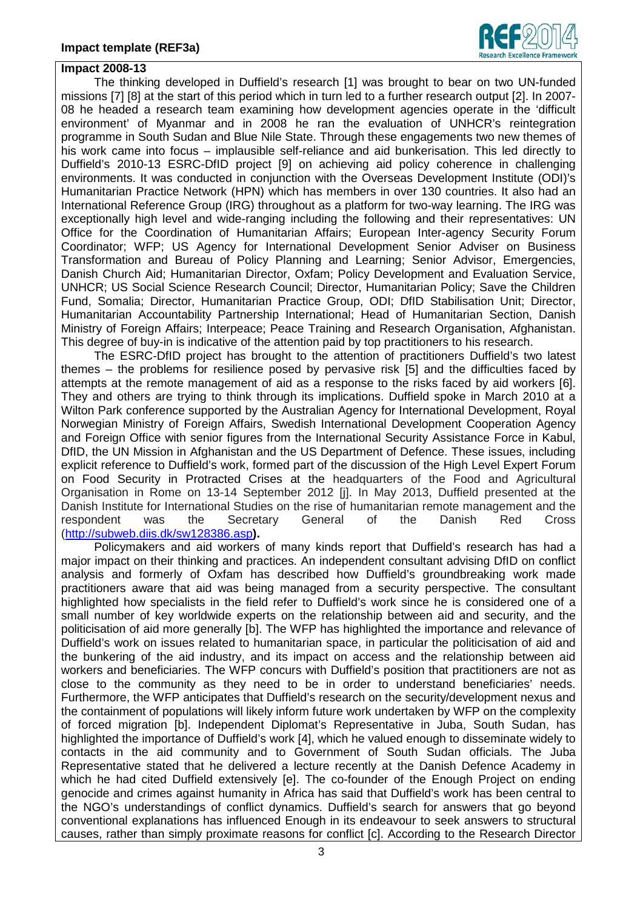**Impact 2008-13**

The thinking developed in Duffield's research [1] was brought to bear on two UN-funded missions [7] [8] at the start of this period which in turn led to a further research output [2]. In 2007-08 he headed a research team examining how development agencies operate in the 'difficult environment' of Myanmar and in 2008 he ran the evaluation of UNHCR's reintegration programme in South Sudan and Blue Nile State. Through these engagements two new themes of his work came into focus – implausible self-reliance and aid bunkerisation. This led directly to Duffield's 2010-13 ESRC-DfID project [9] on achieving aid policy coherence in challenging environments. It was conducted in conjunction with the Overseas Development Institute (ODI)'s Humanitarian Practice Network (HPN) which has members in over 130 countries. It also had an International Reference Group (IRG) throughout as a platform for two-way learning. The IRG was exceptionally high level and wide-ranging including the following and their representatives: UN Office for the Coordination of Humanitarian Affairs; European Inter-agency Security Forum Coordinator; WFP; US Agency for International Development Senior Adviser on Business Transformation and Bureau of Policy Planning and Learning; Senior Advisor, Emergencies, Danish Church Aid; Humanitarian Director, Oxfam; Policy Development and Evaluation Service, UNHCR; US Social Science Research Council; Director, Humanitarian Policy; Save the Children Fund, Somalia; Director, Humanitarian Practice Group, ODI; DfID Stabilisation Unit; Director, Humanitarian Accountability Partnership International; Head of Humanitarian Section, Danish Ministry of Foreign Affairs; Interpeace; Peace Training and Research Organisation, Afghanistan. This degree of buy-in is indicative of the attention paid by top practitioners to his research.

The ESRC-DfID project has brought to the attention of practitioners Duffield's two latest themes – the problems for resilience posed by pervasive risk [5] and the difficulties faced by attempts at the remote management of aid as a response to the risks faced by aid workers [6]. They and others are trying to think through its implications. Duffield spoke in March 2010 at a Wilton Park conference supported by the Australian Agency for International Development, Royal Norwegian Ministry of Foreign Affairs, Swedish International Development Cooperation Agency and Foreign Office with senior figures from the International Security Assistance Force in Kabul, DfID, the UN Mission in Afghanistan and the US Department of Defence. These issues, including explicit reference to Duffield's work, formed part of the discussion of the High Level Expert Forum on Food Security in Protracted Crises at the headquarters of the Food and Agricultural Organisation in Rome on 13-14 September 2012 [j]. In May 2013, Duffield presented at the Danish Institute for International Studies on the rise of humanitarian remote management and the respondent was the Secretary General of the Danish Red Cross (http://subweb.diis.dk/sw128386.asp**).**

Policymakers and aid workers of many kinds report that Duffield's research has had a major impact on their thinking and practices. An independent consultant advising DfID on conflict analysis and formerly of Oxfam has described how Duffield's groundbreaking work made practitioners aware that aid was being managed from a security perspective. The consultant highlighted how specialists in the field refer to Duffield's work since he is considered one of a small number of key worldwide experts on the relationship between aid and security, and the politicisation of aid more generally [b]. The WFP has highlighted the importance and relevance of Duffield's work on issues related to humanitarian space, in particular the politicisation of aid and the bunkering of the aid industry, and its impact on access and the relationship between aid workers and beneficiaries. The WFP concurs with Duffield's position that practitioners are not as close to the community as they need to be in order to understand beneficiaries' needs. Furthermore, the WFP anticipates that Duffield's research on the security/development nexus and the containment of populations will likely inform future work undertaken by WFP on the complexity of forced migration [b]. Independent Diplomat's Representative in Juba, South Sudan, has highlighted the importance of Duffield's work [4], which he valued enough to disseminate widely to contacts in the aid community and to Government of South Sudan officials. The Juba Representative stated that he delivered a lecture recently at the Danish Defence Academy in which he had cited Duffield extensively [e]. The co-founder of the Enough Project on ending genocide and crimes against humanity in Africa has said that Duffield's work has been central to the NGO's understandings of conflict dynamics. Duffield's search for answers that go beyond conventional explanations has influenced Enough in its endeavour to seek answers to structural causes, rather than simply proximate reasons for conflict [c]. According to the Research Director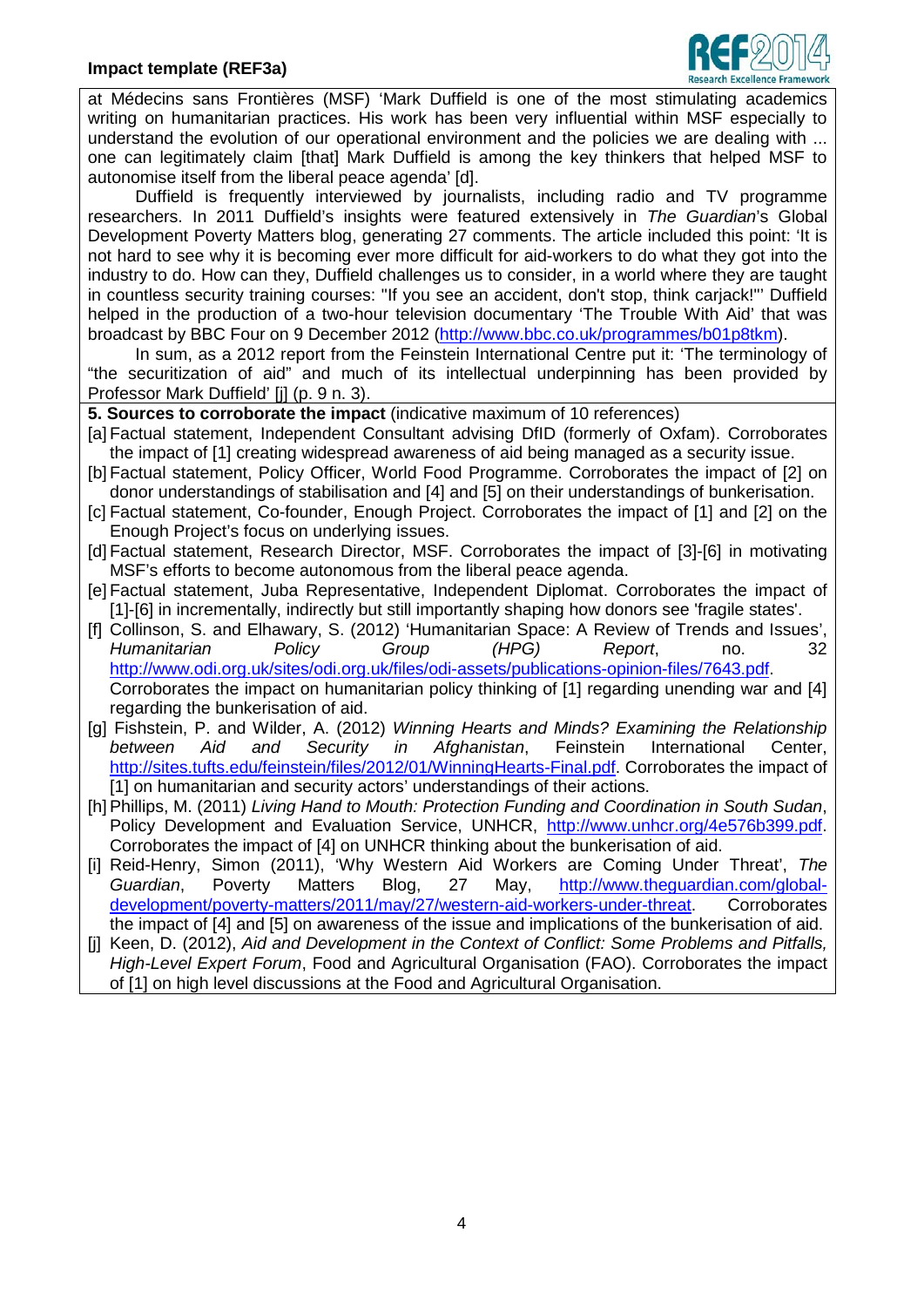at Médecins sans Frontières (MSF) 'Mark Duffield is one of the most stimulating academics writing on humanitarian practices. His work has been very influential within MSF especially to understand the evolution of our operational environment and the policies we are dealing with ... one can legitimately claim [that] Mark Duffield is among the key thinkers that helped MSF to autonomise itself from the liberal peace agenda' [d].

Duffield is frequently interviewed by journalists, including radio and TV programme researchers. In 2011 Duffield's insights were featured extensively in *The Guardian*'s Global Development Poverty Matters blog, generating 27 comments. The article included this point: 'It is not hard to see why it is becoming ever more difficult for aid-workers to do what they got into the industry to do. How can they, Duffield challenges us to consider, in a world where they are taught in countless security training courses: "If you see an accident, don't stop, think carjack!"' Duffield helped in the production of a two-hour television documentary 'The Trouble With Aid' that was broadcast by BBC Four on 9 December 2012 (http://www.bbc.co.uk/programmes/b01p8tkm).

In sum, as a 2012 report from the Feinstein International Centre put it: 'The terminology of "the securitization of aid" and much of its intellectual underpinning has been provided by Professor Mark Duffield' [j] (p. 9 n. 3).

**5. Sources to corroborate the impact** (indicative maximum of 10 references)

[a] Factual statement, Independent Consultant advising DfID (formerly of Oxfam). Corroborates the impact of [1] creating widespread awareness of aid being managed as a security issue.

[b] Factual statement, Policy Officer, World Food Programme. Corroborates the impact of [2] on donor understandings of stabilisation and [4] and [5] on their understandings of bunkerisation.

[c] Factual statement, Co-founder, Enough Project. Corroborates the impact of [1] and [2] on the Enough Project's focus on underlying issues.

[d] Factual statement, Research Director, MSF. Corroborates the impact of [3]-[6] in motivating MSF's efforts to become autonomous from the liberal peace agenda.

[e] Factual statement, Juba Representative, Independent Diplomat. Corroborates the impact of [1]-[6] in incrementally, indirectly but still importantly shaping how donors see 'fragile states'.

[f] Collinson, S. and Elhawary, S. (2012) 'Humanitarian Space: A Review of Trends and Issues', *Humanitarian Policy Group (HPG) Report*, no. 32 http://www.odi.org.uk/sites/odi.org.uk/files/odi-assets/publications-opinion-files/7643.pdf. Corroborates the impact on humanitarian policy thinking of [1] regarding unending war and [4] regarding the bunkerisation of aid.

[g] Fishstein, P. and Wilder, A. (2012) *Winning Hearts and Minds? Examining the Relationship between Aid and Security in Afghanistan*, Feinstein International Center, http://sites.tufts.edu/feinstein/files/2012/01/WinningHearts-Final.pdf. Corroborates the impact of [1] on humanitarian and security actors' understandings of their actions.

[h] Phillips, M. (2011) *Living Hand to Mouth: Protection Funding and Coordination in South Sudan*, Policy Development and Evaluation Service, UNHCR, http://www.unhcr.org/4e576b399.pdf. Corroborates the impact of [4] on UNHCR thinking about the bunkerisation of aid.

[i] Reid-Henry, Simon (2011), 'Why Western Aid Workers are Coming Under Threat', *The Guardian*, Poverty Matters Blog, 27 May, http://www.theguardian.com/global-development/poverty-matters/2011/may/27/western-aid-workers-under-threat. Corroborates the impact of [4] and [5] on awareness of the issue and implications of the bunkerisation of aid.

[j] Keen, D. (2012), *Aid and Development in the Context of Conflict: Some Problems and Pitfalls, High-Level Expert Forum*, Food and Agricultural Organisation (FAO). Corroborates the impact of [1] on high level discussions at the Food and Agricultural Organisation.